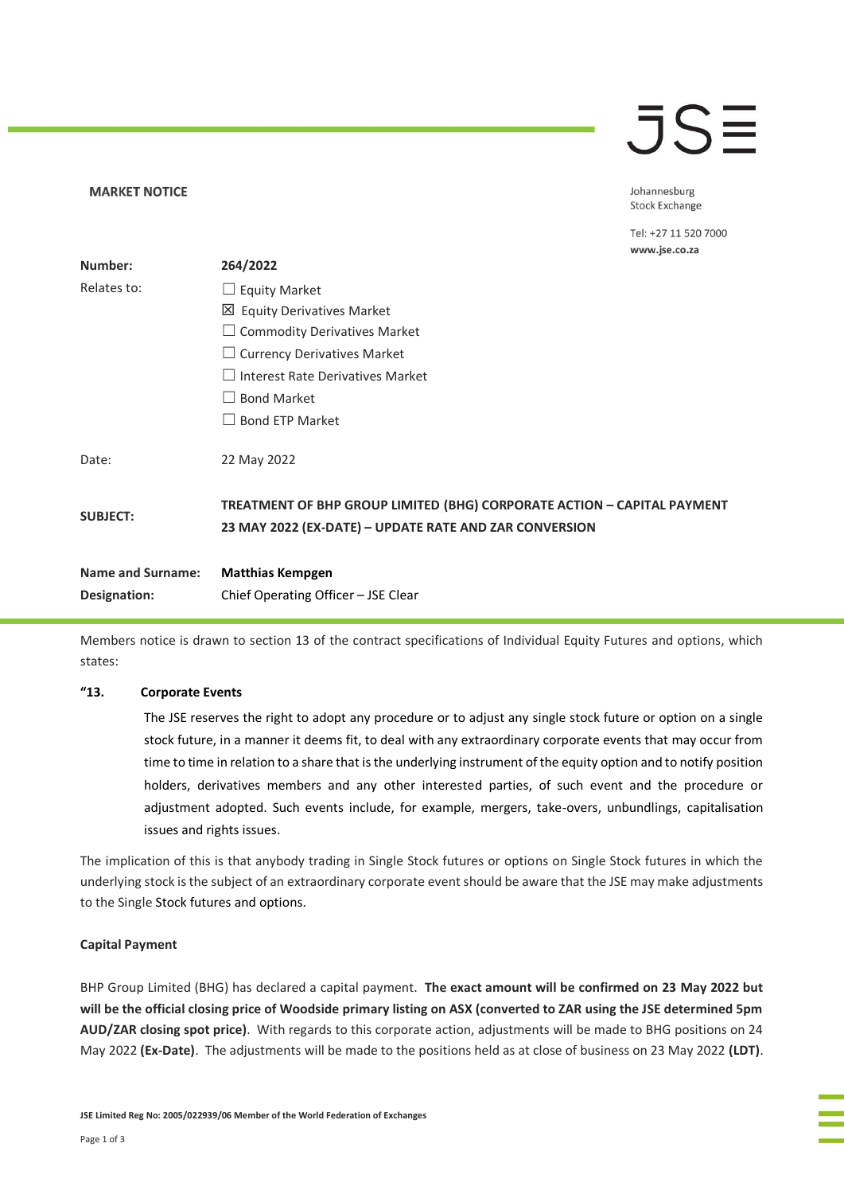**MARKET NOTICE**

Johannesburg Stock Exchange

Tel: +27 11 520 7000
**www.jse.co.za**

| | |
|---|---|
| **Number:** | **264/2022** |
| Relates to: | ☐ Equity Market<br>☒ Equity Derivatives Market<br>☐ Commodity Derivatives Market<br>☐ Currency Derivatives Market<br>☐ Interest Rate Derivatives Market<br>☐ Bond Market<br>☐ Bond ETP Market |
| Date: | 22 May 2022 |
| **SUBJECT:** | **TREATMENT OF BHP GROUP LIMITED (BHG) CORPORATE ACTION – CAPITAL PAYMENT 23 MAY 2022 (EX-DATE) – UPDATE RATE AND ZAR CONVERSION** |
| **Name and Surname:** | **Matthias Kempgen** |
| **Designation:** | Chief Operating Officer – JSE Clear |

Members notice is drawn to section 13 of the contract specifications of Individual Equity Futures and options, which states:

**"13. Corporate Events**

The JSE reserves the right to adopt any procedure or to adjust any single stock future or option on a single stock future, in a manner it deems fit, to deal with any extraordinary corporate events that may occur from time to time in relation to a share that is the underlying instrument of the equity option and to notify position holders, derivatives members and any other interested parties, of such event and the procedure or adjustment adopted. Such events include, for example, mergers, take-overs, unbundlings, capitalisation issues and rights issues.

The implication of this is that anybody trading in Single Stock futures or options on Single Stock futures in which the underlying stock is the subject of an extraordinary corporate event should be aware that the JSE may make adjustments to the Single Stock futures and options.

**Capital Payment**

BHP Group Limited (BHG) has declared a capital payment. **The exact amount will be confirmed on 23 May 2022 but will be the official closing price of Woodside primary listing on ASX (converted to ZAR using the JSE determined 5pm AUD/ZAR closing spot price)**. With regards to this corporate action, adjustments will be made to BHG positions on 24 May 2022 **(Ex-Date)**. The adjustments will be made to the positions held as at close of business on 23 May 2022 **(LDT)**.

**JSE Limited Reg No: 2005/022939/06 Member of the World Federation of Exchanges**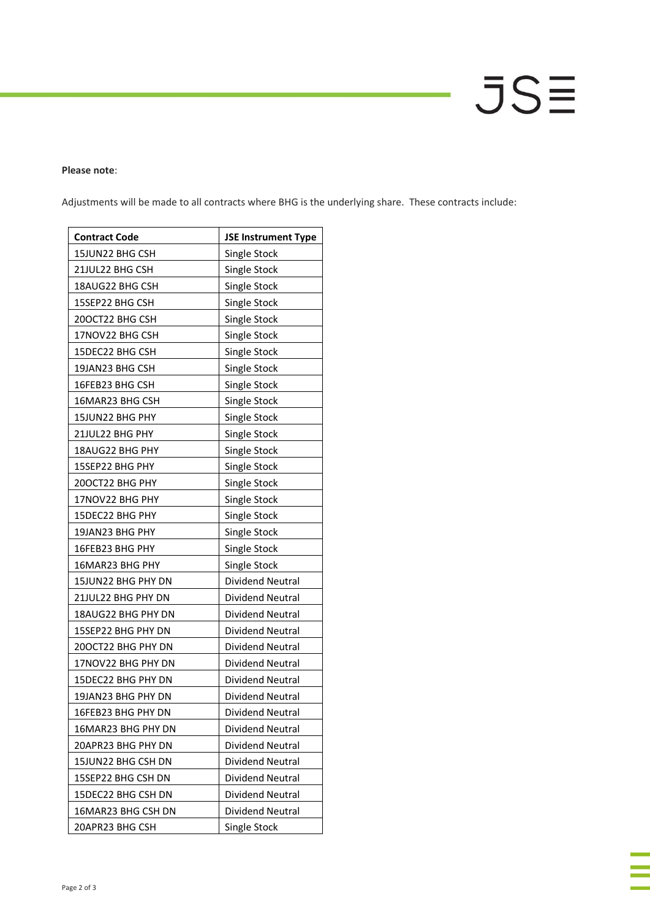**Please note**:

Adjustments will be made to all contracts where BHG is the underlying share. These contracts include:

| Contract Code | JSE Instrument Type |
|---|---|
| 15JUN22 BHG CSH | Single Stock |
| 21JUL22 BHG CSH | Single Stock |
| 18AUG22 BHG CSH | Single Stock |
| 15SEP22 BHG CSH | Single Stock |
| 20OCT22 BHG CSH | Single Stock |
| 17NOV22 BHG CSH | Single Stock |
| 15DEC22 BHG CSH | Single Stock |
| 19JAN23 BHG CSH | Single Stock |
| 16FEB23 BHG CSH | Single Stock |
| 16MAR23 BHG CSH | Single Stock |
| 15JUN22 BHG PHY | Single Stock |
| 21JUL22 BHG PHY | Single Stock |
| 18AUG22 BHG PHY | Single Stock |
| 15SEP22 BHG PHY | Single Stock |
| 20OCT22 BHG PHY | Single Stock |
| 17NOV22 BHG PHY | Single Stock |
| 15DEC22 BHG PHY | Single Stock |
| 19JAN23 BHG PHY | Single Stock |
| 16FEB23 BHG PHY | Single Stock |
| 16MAR23 BHG PHY | Single Stock |
| 15JUN22 BHG PHY DN | Dividend Neutral |
| 21JUL22 BHG PHY DN | Dividend Neutral |
| 18AUG22 BHG PHY DN | Dividend Neutral |
| 15SEP22 BHG PHY DN | Dividend Neutral |
| 20OCT22 BHG PHY DN | Dividend Neutral |
| 17NOV22 BHG PHY DN | Dividend Neutral |
| 15DEC22 BHG PHY DN | Dividend Neutral |
| 19JAN23 BHG PHY DN | Dividend Neutral |
| 16FEB23 BHG PHY DN | Dividend Neutral |
| 16MAR23 BHG PHY DN | Dividend Neutral |
| 20APR23 BHG PHY DN | Dividend Neutral |
| 15JUN22 BHG CSH DN | Dividend Neutral |
| 15SEP22 BHG CSH DN | Dividend Neutral |
| 15DEC22 BHG CSH DN | Dividend Neutral |
| 16MAR23 BHG CSH DN | Dividend Neutral |
| 20APR23 BHG CSH | Single Stock |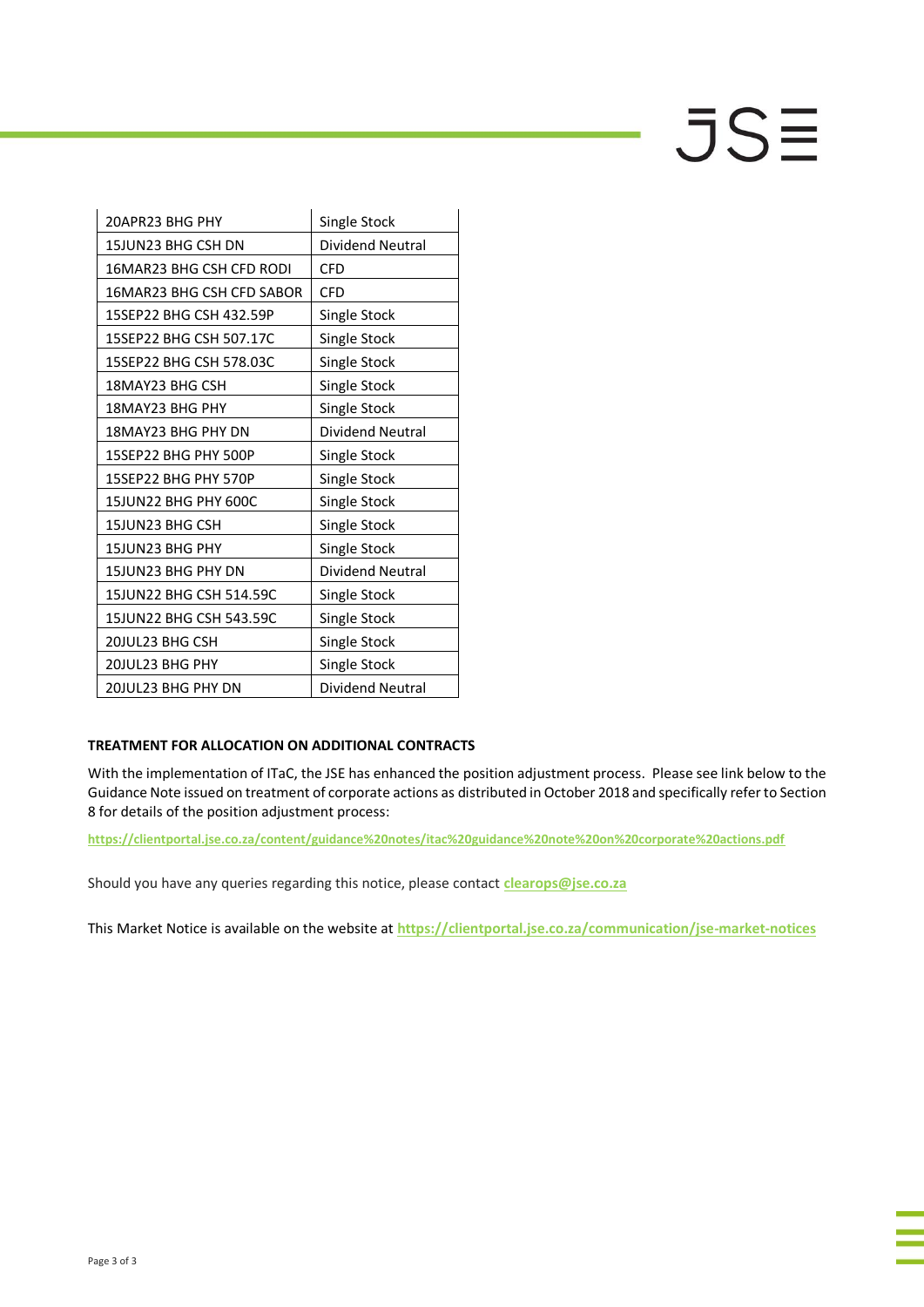| | |
|---|---|
| 20APR23 BHG PHY | Single Stock |
| 15JUN23 BHG CSH DN | Dividend Neutral |
| 16MAR23 BHG CSH CFD RODI | CFD |
| 16MAR23 BHG CSH CFD SABOR | CFD |
| 15SEP22 BHG CSH 432.59P | Single Stock |
| 15SEP22 BHG CSH 507.17C | Single Stock |
| 15SEP22 BHG CSH 578.03C | Single Stock |
| 18MAY23 BHG CSH | Single Stock |
| 18MAY23 BHG PHY | Single Stock |
| 18MAY23 BHG PHY DN | Dividend Neutral |
| 15SEP22 BHG PHY 500P | Single Stock |
| 15SEP22 BHG PHY 570P | Single Stock |
| 15JUN22 BHG PHY 600C | Single Stock |
| 15JUN23 BHG CSH | Single Stock |
| 15JUN23 BHG PHY | Single Stock |
| 15JUN23 BHG PHY DN | Dividend Neutral |
| 15JUN22 BHG CSH 514.59C | Single Stock |
| 15JUN22 BHG CSH 543.59C | Single Stock |
| 20JUL23 BHG CSH | Single Stock |
| 20JUL23 BHG PHY | Single Stock |
| 20JUL23 BHG PHY DN | Dividend Neutral |

**TREATMENT FOR ALLOCATION ON ADDITIONAL CONTRACTS**

With the implementation of ITaC, the JSE has enhanced the position adjustment process. Please see link below to the Guidance Note issued on treatment of corporate actions as distributed in October 2018 and specifically refer to Section 8 for details of the position adjustment process:

**https://clientportal.jse.co.za/content/guidance%20notes/itac%20guidance%20note%20on%20corporate%20actions.pdf**

Should you have any queries regarding this notice, please contact **clearops@jse.co.za**

This Market Notice is available on the website at **https://clientportal.jse.co.za/communication/jse-market-notices**